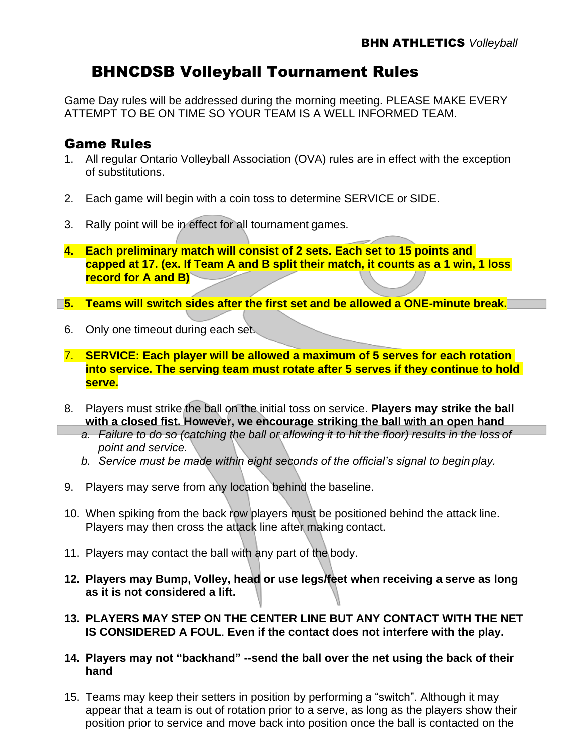# BHNCDSB Volleyball Tournament Rules

Game Day rules will be addressed during the morning meeting. PLEASE MAKE EVERY ATTEMPT TO BE ON TIME SO YOUR TEAM IS A WELL INFORMED TEAM.

## Game Rules

1. All regular Ontario Volleyball Association (OVA) rules are in effect with the exception of substitutions.

2. Each game will begin with a coin toss to determine SERVICE or SIDE.

3. Rally point will be in effect for all tournament games.

4. **Each preliminary match will consist of 2 sets. Each set to 15 points and capped at 17. (ex. If Team A and B split their match, it counts as a 1 win, 1 loss record for A and B)**

5. **Teams will switch sides after the first set and be allowed a ONE-minute break.**

6. Only one timeout during each set.

7. **SERVICE: Each player will be allowed a maximum of 5 serves for each rotation into service. The serving team must rotate after 5 serves if they continue to hold serve.**

8. Players must strike the ball on the initial toss on service. **Players may strike the ball with a closed fist. However, we encourage striking the ball with an open hand**
   a. *Failure to do so (catching the ball or allowing it to hit the floor) results in the loss of point and service.*
   b. *Service must be made within eight seconds of the official's signal to begin play.*

9. Players may serve from any location behind the baseline.

10. When spiking from the back row players must be positioned behind the attack line. Players may then cross the attack line after making contact.

11. Players may contact the ball with any part of the body.

12. **Players may Bump, Volley, head or use legs/feet when receiving a serve as long as it is not considered a lift.**

13. **PLAYERS MAY STEP ON THE CENTER LINE BUT ANY CONTACT WITH THE NET IS CONSIDERED A FOUL. Even if the contact does not interfere with the play.**

14. **Players may not "backhand" --send the ball over the net using the back of their hand**

15. Teams may keep their setters in position by performing a "switch". Although it may appear that a team is out of rotation prior to a serve, as long as the players show their position prior to service and move back into position once the ball is contacted on the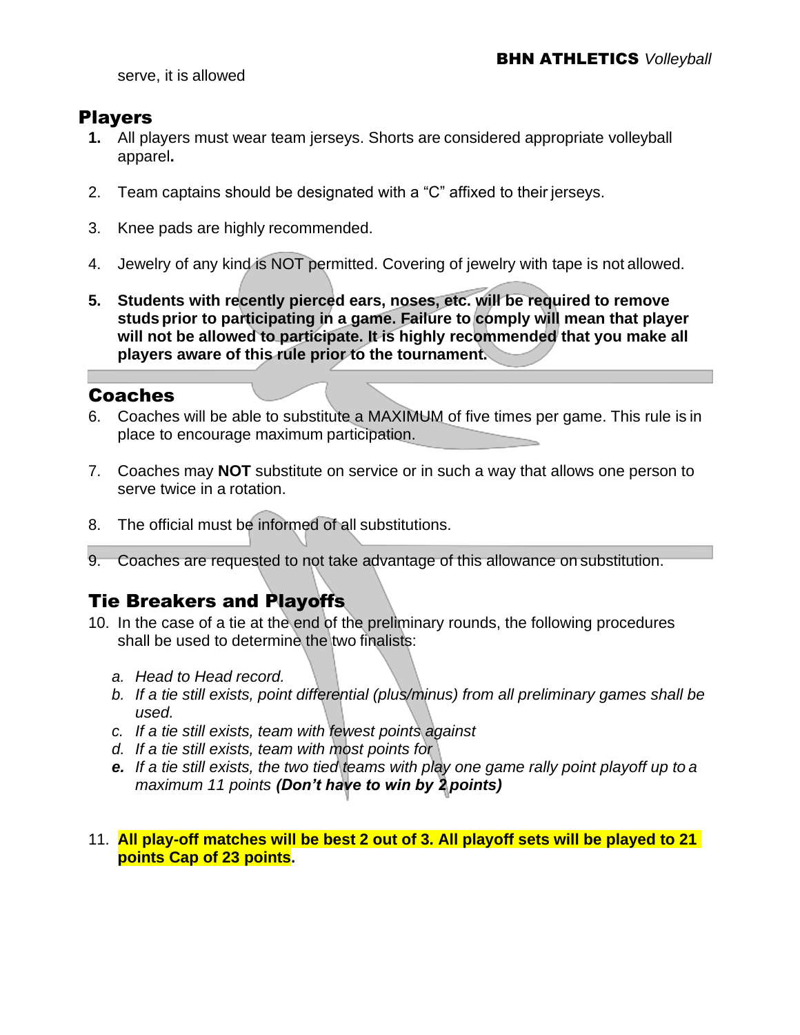serve, it is allowed

## Players

1. All players must wear team jerseys. Shorts are considered appropriate volleyball apparel**.**

2. Team captains should be designated with a “C” affixed to their jerseys.

3. Knee pads are highly recommended.

4. Jewelry of any kind is NOT permitted. Covering of jewelry with tape is not allowed.

5. **Students with recently pierced ears, noses, etc. will be required to remove studs prior to participating in a game. Failure to comply will mean that player will not be allowed to participate. It is highly recommended that you make all players aware of this rule prior to the tournament.**

## Coaches

6. Coaches will be able to substitute a MAXIMUM of five times per game. This rule is in place to encourage maximum participation.

7. Coaches may **NOT** substitute on service or in such a way that allows one person to serve twice in a rotation.

8. The official must be informed of all substitutions.

9. Coaches are requested to not take advantage of this allowance on substitution.

## Tie Breakers and Playoffs

10. In the case of a tie at the end of the preliminary rounds, the following procedures shall be used to determine the two finalists:

    a. *Head to Head record.*
    b. *If a tie still exists, point differential (plus/minus) from all preliminary games shall be used.*
    c. *If a tie still exists, team with fewest points against*
    d. *If a tie still exists, team with most points for*
    e. *If a tie still exists, the two tied teams with play one game rally point playoff up to a maximum 11 points* ***(Don’t have to win by 2 points)***

11. **All play-off matches will be best 2 out of 3. All playoff sets will be played to 21 points Cap of 23 points.**